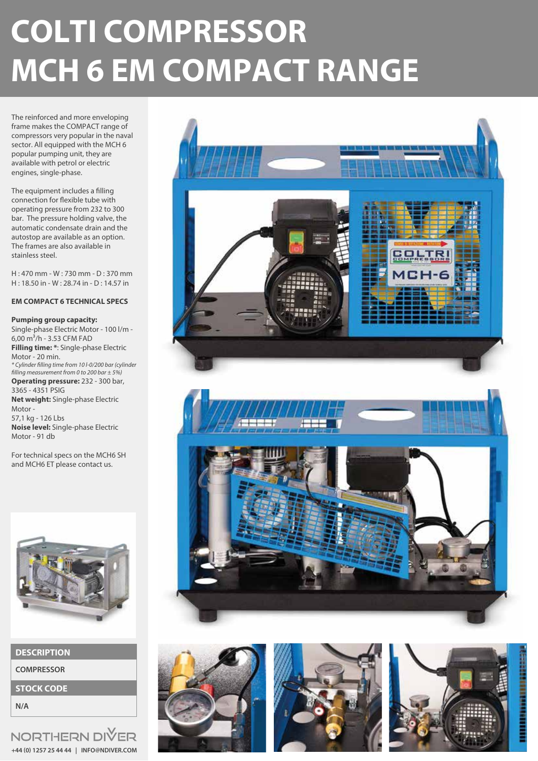# COLTI COMPRESSOR MCH 6 EM COMPACT RANGE

The reinforced and more enveloping frame makes the COMPACT range of compressors very popular in the naval sector. All equipped with the MCH 6 popular pumping unit, they are available with petrol or electric engines, single-phase.

The equipment includes a filling connection for flexible tube with operating pressure from 232 to 300 bar. The pressure holding valve, the automatic condensate drain and the autostop are available as an option. The frames are also available in stainless steel.

H : 470 mm - W : 730 mm - D : 370 mm
H : 18.50 in - W : 28.74 in - D : 14.57 in

**EM COMPACT 6 TECHNICAL SPECS**

**Pumping group capacity:** Single-phase Electric Motor - 100 l/m - 6,00 $m^3$/h - 3.53 CFM FAD
**Filling time: ***: Single-phase Electric Motor - 20 min.
*\* Cylinder filling time from 10 l-0/200 bar (cylinder filling measurement from 0 to 200 bar ± 5%)*
**Operating pressure:** 232 - 300 bar, 3365 - 4351 PSIG
**Net weight:** Single-phase Electric Motor - 57,1 kg - 126 Lbs
**Noise level:** Single-phase Electric Motor - 91 db

For technical specs on the MCH6 SH and MCH6 ET please contact us.

| DESCRIPTION |
| --- |
| COMPRESSOR |

| STOCK CODE |
| --- |
| N/A |

NORTHERN DIVER
+44 (0) 1257 25 44 44 | INFO@NDIVER.COM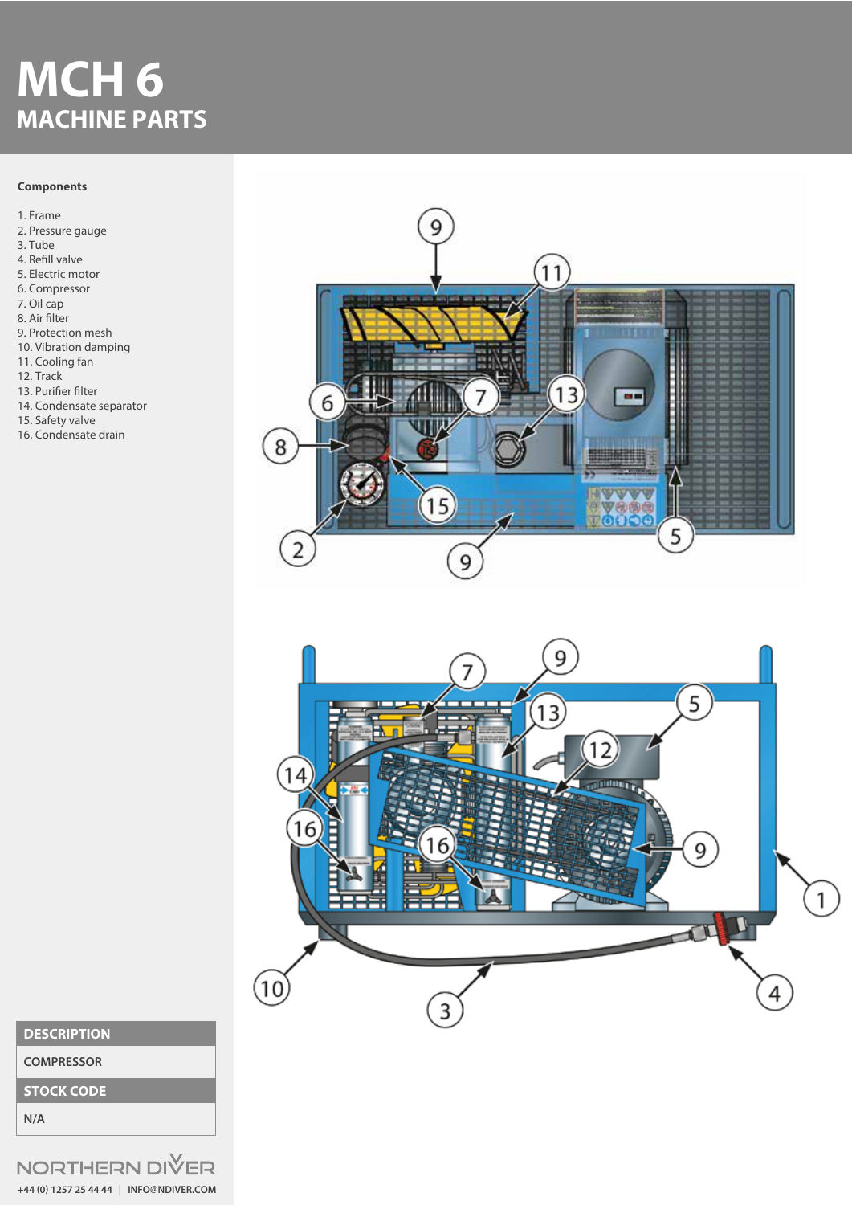# MCH 6
## MACHINE PARTS

**Components**

1. Frame
2. Pressure gauge
3. Tube
4. Refill valve
5. Electric motor
6. Compressor
7. Oil cap
8. Air filter
9. Protection mesh
10. Vibration damping
11. Cooling fan
12. Track
13. Purifier filter
14. Condensate separator
15. Safety valve
16. Condensate drain

| DESCRIPTION |
| --- |
| COMPRESSOR |

| STOCK CODE |
| --- |
| N/A |

NORTHERN DIVER

+44 (0) 1257 25 44 44 | INFO@NDIVER.COM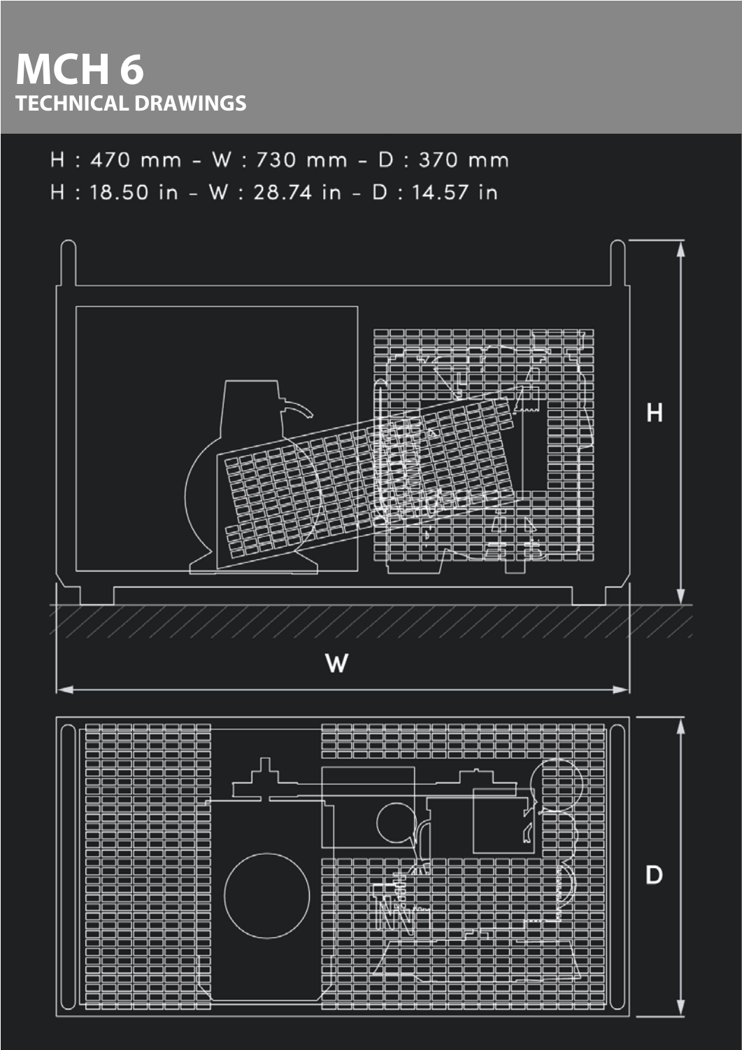# MCH 6

## TECHNICAL DRAWINGS

H : 470 mm – W : 730 mm – D : 370 mm

H : 18.50 in – W : 28.74 in – D : 14.57 in

H

W

D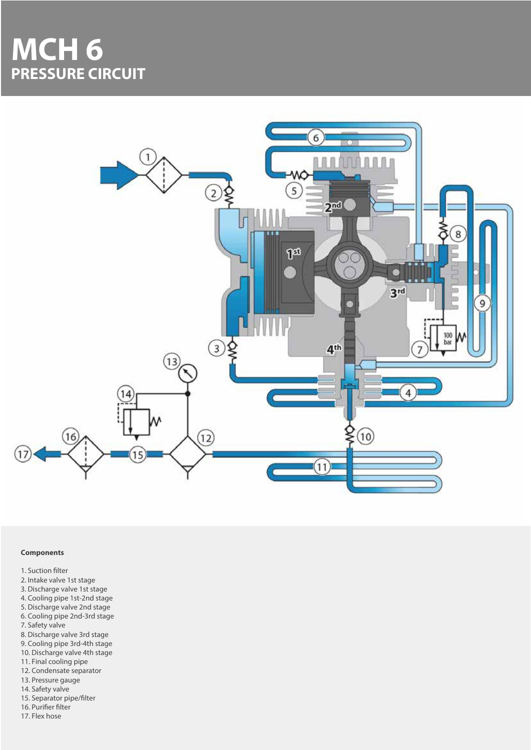# MCH 6
## PRESSURE CIRCUIT

1
2
2nd
5
6
1st
3rd
8
9
100 bar
7
3
4th
4
13
14
12
10
16
15
17
11

**Components**

1. Suction filter
2. Intake valve 1st stage
3. Discharge valve 1st stage
4. Cooling pipe 1st-2nd stage
5. Discharge valve 2nd stage
6. Cooling pipe 2nd-3rd stage
7. Safety valve
8. Discharge valve 3rd stage
9. Cooling pipe 3rd-4th stage
10. Discharge valve 4th stage
11. Final cooling pipe
12. Condensate separator
13. Pressure gauge
14. Safety valve
15. Separator pipe/filter
16. Purifier filter
17. Flex hose